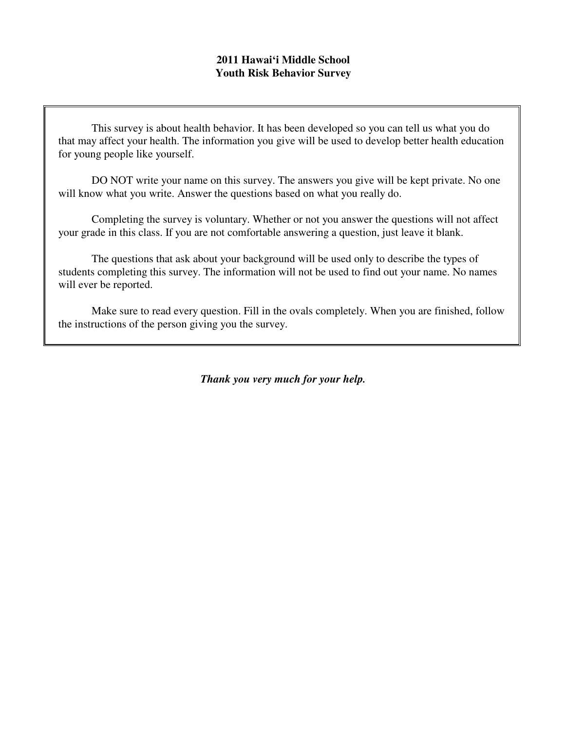# 2011 Hawai‘i Middle School
# Youth Risk Behavior Survey

This survey is about health behavior. It has been developed so you can tell us what you do that may affect your health. The information you give will be used to develop better health education for young people like yourself.

DO NOT write your name on this survey. The answers you give will be kept private. No one will know what you write. Answer the questions based on what you really do.

Completing the survey is voluntary. Whether or not you answer the questions will not affect your grade in this class. If you are not comfortable answering a question, just leave it blank.

The questions that ask about your background will be used only to describe the types of students completing this survey. The information will not be used to find out your name. No names will ever be reported.

Make sure to read every question. Fill in the ovals completely. When you are finished, follow the instructions of the person giving you the survey.

***Thank you very much for your help.***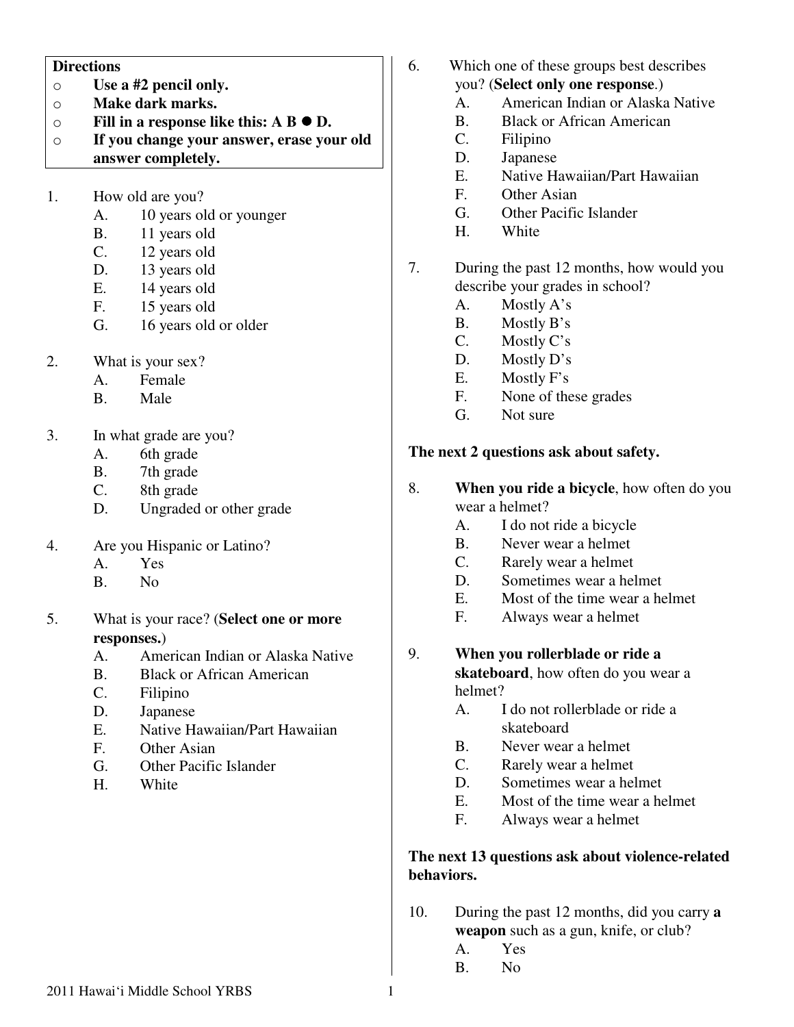**Directions**

- **Use a #2 pencil only.**
- **Make dark marks.**
- **Fill in a response like this: A B ● D.**
- **If you change your answer, erase your old answer completely.**

1. How old are you?
   A. 10 years old or younger
   B. 11 years old
   C. 12 years old
   D. 13 years old
   E. 14 years old
   F. 15 years old
   G. 16 years old or older

2. What is your sex?
   A. Female
   B. Male

3. In what grade are you?
   A. 6th grade
   B. 7th grade
   C. 8th grade
   D. Ungraded or other grade

4. Are you Hispanic or Latino?
   A. Yes
   B. No

5. What is your race? (**Select one or more responses.**)
   A. American Indian or Alaska Native
   B. Black or African American
   C. Filipino
   D. Japanese
   E. Native Hawaiian/Part Hawaiian
   F. Other Asian
   G. Other Pacific Islander
   H. White

6. Which one of these groups best describes you? (**Select only one response**.)
   A. American Indian or Alaska Native
   B. Black or African American
   C. Filipino
   D. Japanese
   E. Native Hawaiian/Part Hawaiian
   F. Other Asian
   G. Other Pacific Islander
   H. White

7. During the past 12 months, how would you describe your grades in school?
   A. Mostly A's
   B. Mostly B's
   C. Mostly C's
   D. Mostly D's
   E. Mostly F's
   F. None of these grades
   G. Not sure

**The next 2 questions ask about safety.**

8. **When you ride a bicycle**, how often do you wear a helmet?
   A. I do not ride a bicycle
   B. Never wear a helmet
   C. Rarely wear a helmet
   D. Sometimes wear a helmet
   E. Most of the time wear a helmet
   F. Always wear a helmet

9. **When you rollerblade or ride a skateboard**, how often do you wear a helmet?
   A. I do not rollerblade or ride a skateboard
   B. Never wear a helmet
   C. Rarely wear a helmet
   D. Sometimes wear a helmet
   E. Most of the time wear a helmet
   F. Always wear a helmet

**The next 13 questions ask about violence-related behaviors.**

10. During the past 12 months, did you carry **a weapon** such as a gun, knife, or club?
    A. Yes
    B. No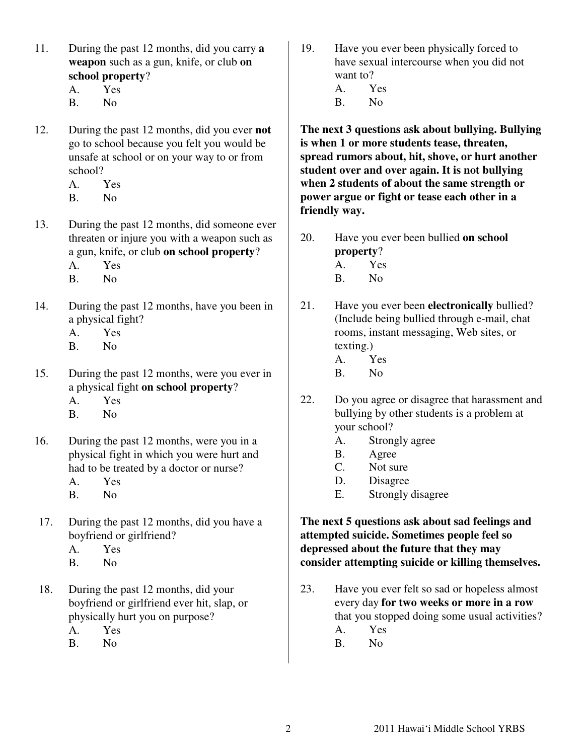11. During the past 12 months, did you carry **a weapon** such as a gun, knife, or club **on school property**?
    A. Yes
    B. No

12. During the past 12 months, did you ever **not** go to school because you felt you would be unsafe at school or on your way to or from school?
    A. Yes
    B. No

13. During the past 12 months, did someone ever threaten or injure you with a weapon such as a gun, knife, or club **on school property**?
    A. Yes
    B. No

14. During the past 12 months, have you been in a physical fight?
    A. Yes
    B. No

15. During the past 12 months, were you ever in a physical fight **on school property**?
    A. Yes
    B. No

16. During the past 12 months, were you in a physical fight in which you were hurt and had to be treated by a doctor or nurse?
    A. Yes
    B. No

17. During the past 12 months, did you have a boyfriend or girlfriend?
    A. Yes
    B. No

18. During the past 12 months, did your boyfriend or girlfriend ever hit, slap, or physically hurt you on purpose?
    A. Yes
    B. No

19. Have you ever been physically forced to have sexual intercourse when you did not want to?
    A. Yes
    B. No

**The next 3 questions ask about bullying. Bullying is when 1 or more students tease, threaten, spread rumors about, hit, shove, or hurt another student over and over again. It is not bullying when 2 students of about the same strength or power argue or fight or tease each other in a friendly way.**

20. Have you ever been bullied **on school property**?
    A. Yes
    B. No

21. Have you ever been **electronically** bullied? (Include being bullied through e-mail, chat rooms, instant messaging, Web sites, or texting.)
    A. Yes
    B. No

22. Do you agree or disagree that harassment and bullying by other students is a problem at your school?
    A. Strongly agree
    B. Agree
    C. Not sure
    D. Disagree
    E. Strongly disagree

**The next 5 questions ask about sad feelings and attempted suicide. Sometimes people feel so depressed about the future that they may consider attempting suicide or killing themselves.**

23. Have you ever felt so sad or hopeless almost every day **for two weeks or more in a row** that you stopped doing some usual activities?
    A. Yes
    B. No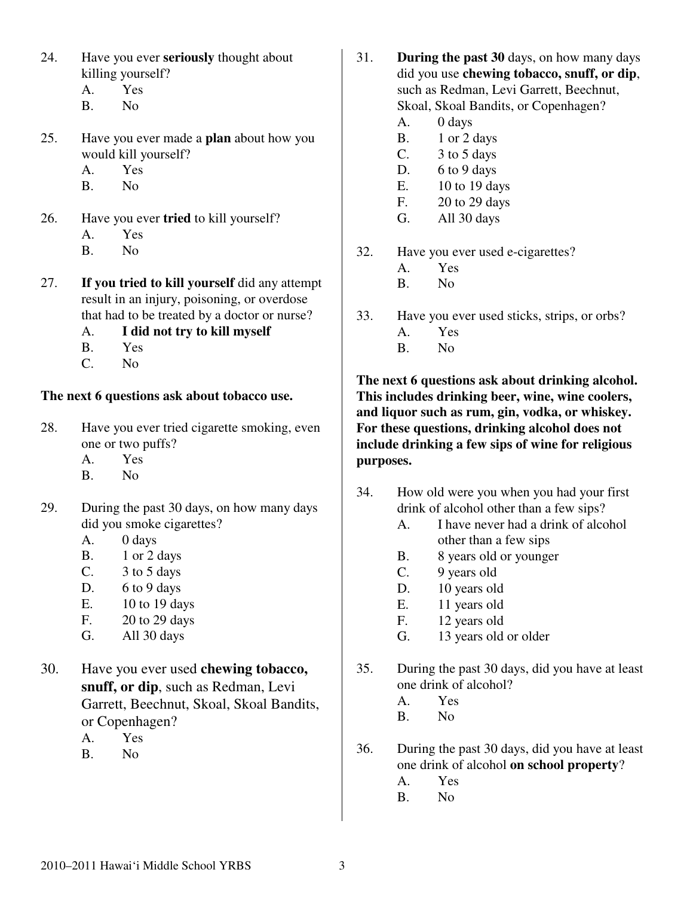24. Have you ever **seriously** thought about killing yourself?
    - A. Yes
    - B. No

25. Have you ever made a **plan** about how you would kill yourself?
    - A. Yes
    - B. No

26. Have you ever **tried** to kill yourself?
    - A. Yes
    - B. No

27. **If you tried to kill yourself** did any attempt result in an injury, poisoning, or overdose that had to be treated by a doctor or nurse?
    - A. **I did not try to kill myself**
    - B. Yes
    - C. No

**The next 6 questions ask about tobacco use.**

28. Have you ever tried cigarette smoking, even one or two puffs?
    - A. Yes
    - B. No

29. During the past 30 days, on how many days did you smoke cigarettes?
    - A. 0 days
    - B. 1 or 2 days
    - C. 3 to 5 days
    - D. 6 to 9 days
    - E. 10 to 19 days
    - F. 20 to 29 days
    - G. All 30 days

30. Have you ever used **chewing tobacco, snuff, or dip**, such as Redman, Levi Garrett, Beechnut, Skoal, Skoal Bandits, or Copenhagen?
    - A. Yes
    - B. No

31. **During the past 30** days, on how many days did you use **chewing tobacco, snuff, or dip**, such as Redman, Levi Garrett, Beechnut, Skoal, Skoal Bandits, or Copenhagen?
    - A. 0 days
    - B. 1 or 2 days
    - C. 3 to 5 days
    - D. 6 to 9 days
    - E. 10 to 19 days
    - F. 20 to 29 days
    - G. All 30 days

32. Have you ever used e-cigarettes?
    - A. Yes
    - B. No

33. Have you ever used sticks, strips, or orbs?
    - A. Yes
    - B. No

**The next 6 questions ask about drinking alcohol. This includes drinking beer, wine, wine coolers, and liquor such as rum, gin, vodka, or whiskey. For these questions, drinking alcohol does not include drinking a few sips of wine for religious purposes.**

34. How old were you when you had your first drink of alcohol other than a few sips?
    - A. I have never had a drink of alcohol other than a few sips
    - B. 8 years old or younger
    - C. 9 years old
    - D. 10 years old
    - E. 11 years old
    - F. 12 years old
    - G. 13 years old or older

35. During the past 30 days, did you have at least one drink of alcohol?
    - A. Yes
    - B. No

36. During the past 30 days, did you have at least one drink of alcohol **on school property**?
    - A. Yes
    - B. No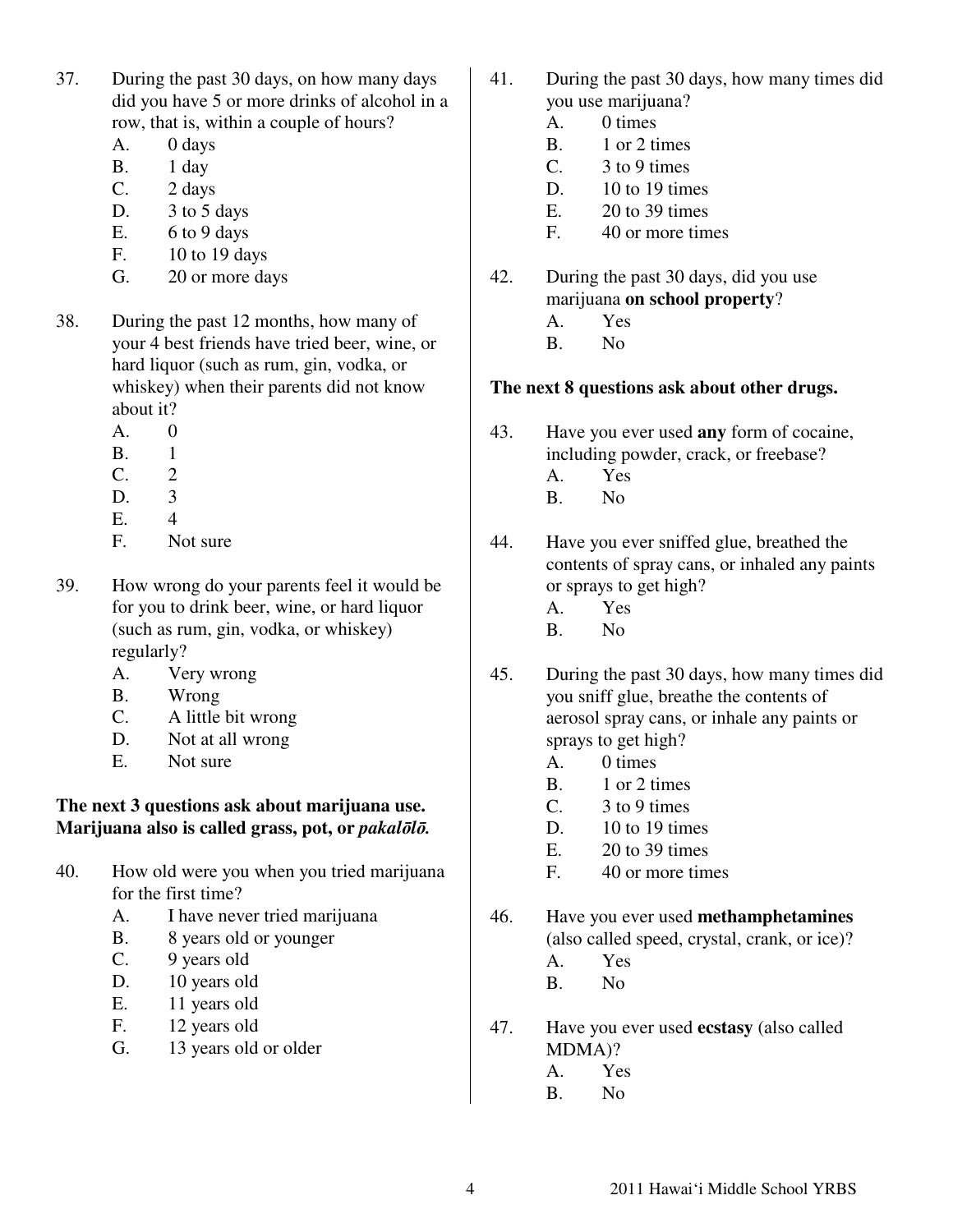37. During the past 30 days, on how many days did you have 5 or more drinks of alcohol in a row, that is, within a couple of hours?
    - A. 0 days
    - B. 1 day
    - C. 2 days
    - D. 3 to 5 days
    - E. 6 to 9 days
    - F. 10 to 19 days
    - G. 20 or more days

38. During the past 12 months, how many of your 4 best friends have tried beer, wine, or hard liquor (such as rum, gin, vodka, or whiskey) when their parents did not know about it?
    - A. 0
    - B. 1
    - C. 2
    - D. 3
    - E. 4
    - F. Not sure

39. How wrong do your parents feel it would be for you to drink beer, wine, or hard liquor (such as rum, gin, vodka, or whiskey) regularly?
    - A. Very wrong
    - B. Wrong
    - C. A little bit wrong
    - D. Not at all wrong
    - E. Not sure

**The next 3 questions ask about marijuana use. Marijuana also is called grass, pot, or *pakalōlō.***

40. How old were you when you tried marijuana for the first time?
    - A. I have never tried marijuana
    - B. 8 years old or younger
    - C. 9 years old
    - D. 10 years old
    - E. 11 years old
    - F. 12 years old
    - G. 13 years old or older

41. During the past 30 days, how many times did you use marijuana?
    - A. 0 times
    - B. 1 or 2 times
    - C. 3 to 9 times
    - D. 10 to 19 times
    - E. 20 to 39 times
    - F. 40 or more times

42. During the past 30 days, did you use marijuana **on school property**?
    - A. Yes
    - B. No

**The next 8 questions ask about other drugs.**

43. Have you ever used **any** form of cocaine, including powder, crack, or freebase?
    - A. Yes
    - B. No

44. Have you ever sniffed glue, breathed the contents of spray cans, or inhaled any paints or sprays to get high?
    - A. Yes
    - B. No

45. During the past 30 days, how many times did you sniff glue, breathe the contents of aerosol spray cans, or inhale any paints or sprays to get high?
    - A. 0 times
    - B. 1 or 2 times
    - C. 3 to 9 times
    - D. 10 to 19 times
    - E. 20 to 39 times
    - F. 40 or more times

46. Have you ever used **methamphetamines** (also called speed, crystal, crank, or ice)?
    - A. Yes
    - B. No

47. Have you ever used **ecstasy** (also called MDMA)?
    - A. Yes
    - B. No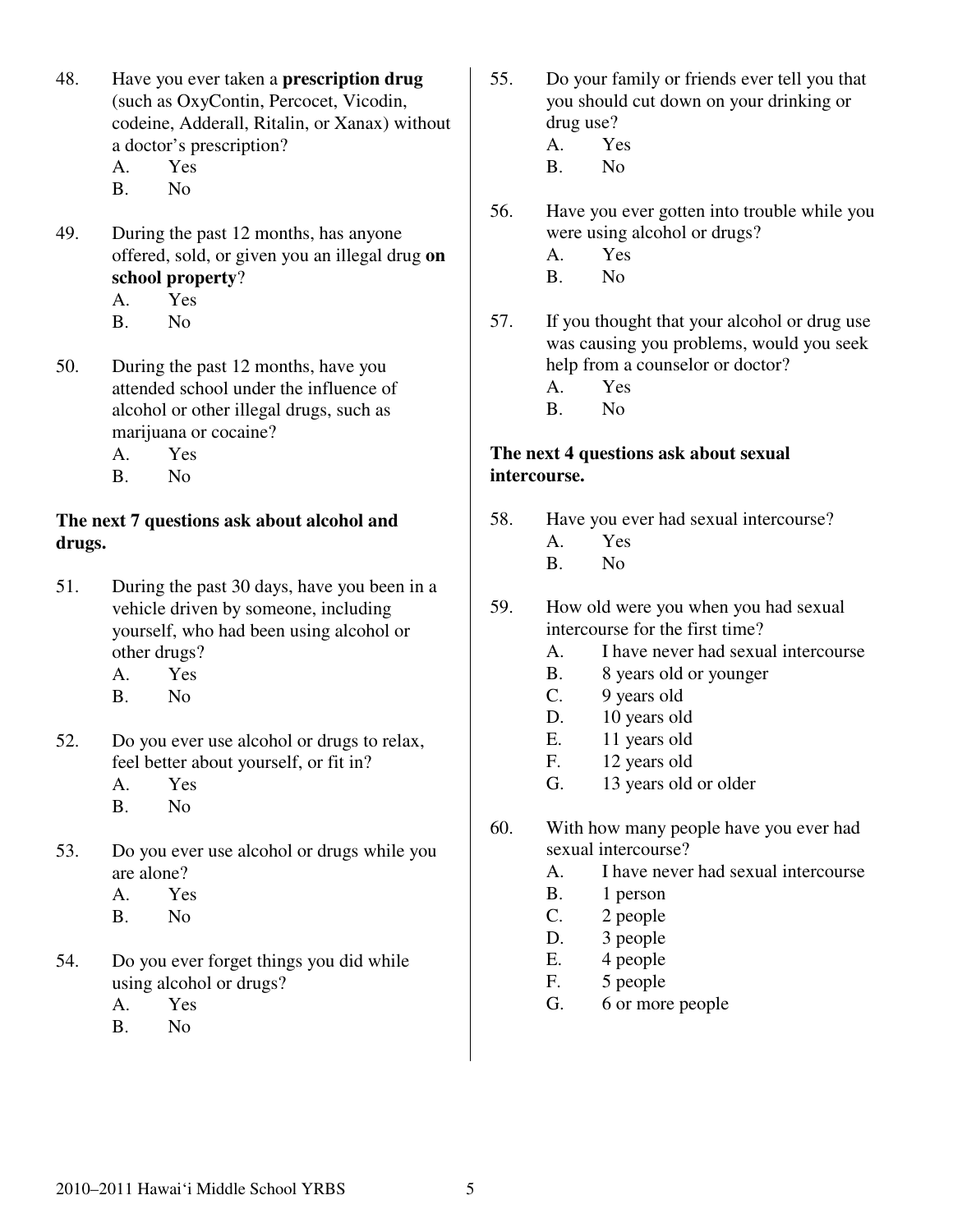48. Have you ever taken a **prescription drug** (such as OxyContin, Percocet, Vicodin, codeine, Adderall, Ritalin, or Xanax) without a doctor's prescription?
    - A. Yes
    - B. No

49. During the past 12 months, has anyone offered, sold, or given you an illegal drug **on school property**?
    - A. Yes
    - B. No

50. During the past 12 months, have you attended school under the influence of alcohol or other illegal drugs, such as marijuana or cocaine?
    - A. Yes
    - B. No

**The next 7 questions ask about alcohol and drugs.**

51. During the past 30 days, have you been in a vehicle driven by someone, including yourself, who had been using alcohol or other drugs?
    - A. Yes
    - B. No

52. Do you ever use alcohol or drugs to relax, feel better about yourself, or fit in?
    - A. Yes
    - B. No

53. Do you ever use alcohol or drugs while you are alone?
    - A. Yes
    - B. No

54. Do you ever forget things you did while using alcohol or drugs?
    - A. Yes
    - B. No

55. Do your family or friends ever tell you that you should cut down on your drinking or drug use?
    - A. Yes
    - B. No

56. Have you ever gotten into trouble while you were using alcohol or drugs?
    - A. Yes
    - B. No

57. If you thought that your alcohol or drug use was causing you problems, would you seek help from a counselor or doctor?
    - A. Yes
    - B. No

**The next 4 questions ask about sexual intercourse.**

58. Have you ever had sexual intercourse?
    - A. Yes
    - B. No

59. How old were you when you had sexual intercourse for the first time?
    - A. I have never had sexual intercourse
    - B. 8 years old or younger
    - C. 9 years old
    - D. 10 years old
    - E. 11 years old
    - F. 12 years old
    - G. 13 years old or older

60. With how many people have you ever had sexual intercourse?
    - A. I have never had sexual intercourse
    - B. 1 person
    - C. 2 people
    - D. 3 people
    - E. 4 people
    - F. 5 people
    - G. 6 or more people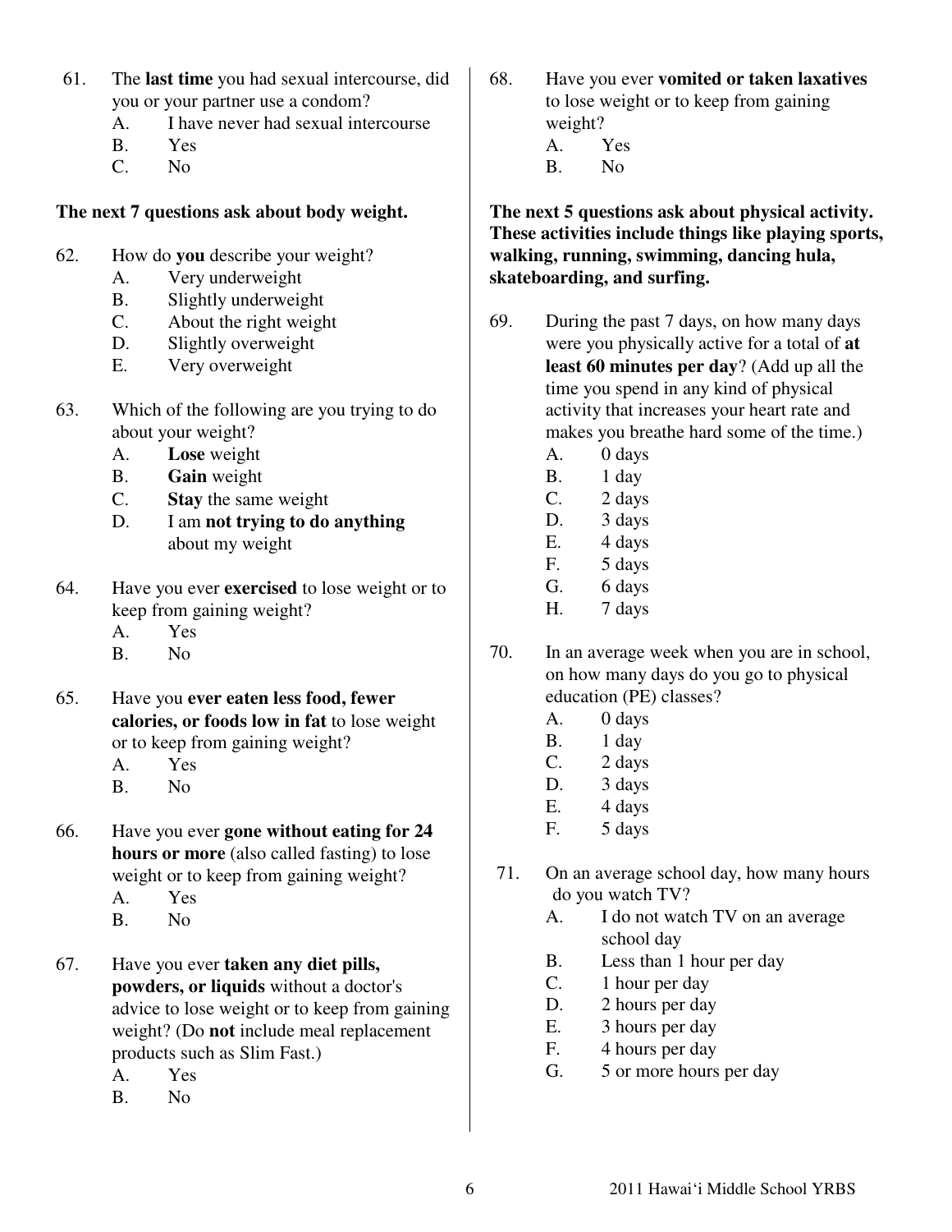61. The **last time** you had sexual intercourse, did you or your partner use a condom?
    - A. I have never had sexual intercourse
    - B. Yes
    - C. No

**The next 7 questions ask about body weight.**

62. How do **you** describe your weight?
    - A. Very underweight
    - B. Slightly underweight
    - C. About the right weight
    - D. Slightly overweight
    - E. Very overweight

63. Which of the following are you trying to do about your weight?
    - A. **Lose** weight
    - B. **Gain** weight
    - C. **Stay** the same weight
    - D. I am **not trying to do anything** about my weight

64. Have you ever **exercised** to lose weight or to keep from gaining weight?
    - A. Yes
    - B. No

65. Have you **ever eaten less food, fewer calories, or foods low in fat** to lose weight or to keep from gaining weight?
    - A. Yes
    - B. No

66. Have you ever **gone without eating for 24 hours or more** (also called fasting) to lose weight or to keep from gaining weight?
    - A. Yes
    - B. No

67. Have you ever **taken any diet pills, powders, or liquids** without a doctor's advice to lose weight or to keep from gaining weight? (Do **not** include meal replacement products such as Slim Fast.)
    - A. Yes
    - B. No

68. Have you ever **vomited or taken laxatives** to lose weight or to keep from gaining weight?
    - A. Yes
    - B. No

**The next 5 questions ask about physical activity. These activities include things like playing sports, walking, running, swimming, dancing hula, skateboarding, and surfing.**

69. During the past 7 days, on how many days were you physically active for a total of **at least 60 minutes per day**? (Add up all the time you spend in any kind of physical activity that increases your heart rate and makes you breathe hard some of the time.)
    - A. 0 days
    - B. 1 day
    - C. 2 days
    - D. 3 days
    - E. 4 days
    - F. 5 days
    - G. 6 days
    - H. 7 days

70. In an average week when you are in school, on how many days do you go to physical education (PE) classes?
    - A. 0 days
    - B. 1 day
    - C. 2 days
    - D. 3 days
    - E. 4 days
    - F. 5 days

71. On an average school day, how many hours do you watch TV?
    - A. I do not watch TV on an average school day
    - B. Less than 1 hour per day
    - C. 1 hour per day
    - D. 2 hours per day
    - E. 3 hours per day
    - F. 4 hours per day
    - G. 5 or more hours per day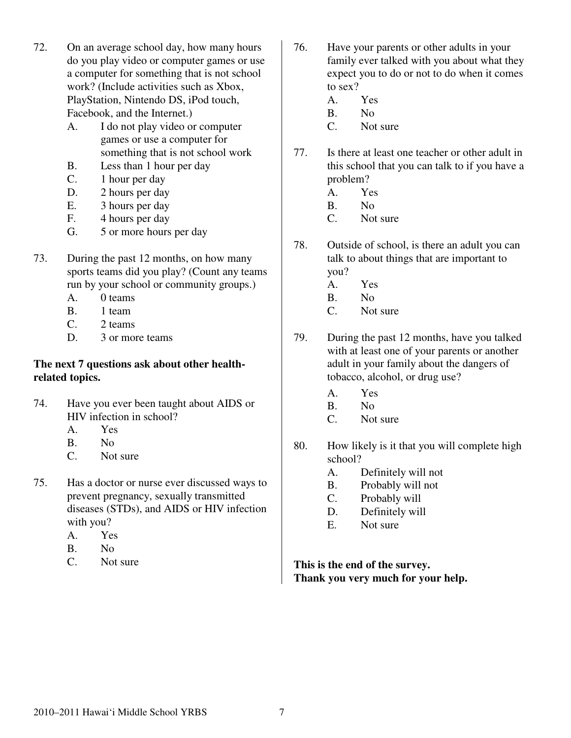72. On an average school day, how many hours do you play video or computer games or use a computer for something that is not school work? (Include activities such as Xbox, PlayStation, Nintendo DS, iPod touch, Facebook, and the Internet.)
    - A. I do not play video or computer games or use a computer for something that is not school work
    - B. Less than 1 hour per day
    - C. 1 hour per day
    - D. 2 hours per day
    - E. 3 hours per day
    - F. 4 hours per day
    - G. 5 or more hours per day

73. During the past 12 months, on how many sports teams did you play? (Count any teams run by your school or community groups.)
    - A. 0 teams
    - B. 1 team
    - C. 2 teams
    - D. 3 or more teams

**The next 7 questions ask about other health-related topics.**

74. Have you ever been taught about AIDS or HIV infection in school?
    - A. Yes
    - B. No
    - C. Not sure

75. Has a doctor or nurse ever discussed ways to prevent pregnancy, sexually transmitted diseases (STDs), and AIDS or HIV infection with you?
    - A. Yes
    - B. No
    - C. Not sure

76. Have your parents or other adults in your family ever talked with you about what they expect you to do or not to do when it comes to sex?
    - A. Yes
    - B. No
    - C. Not sure

77. Is there at least one teacher or other adult in this school that you can talk to if you have a problem?
    - A. Yes
    - B. No
    - C. Not sure

78. Outside of school, is there an adult you can talk to about things that are important to you?
    - A. Yes
    - B. No
    - C. Not sure

79. During the past 12 months, have you talked with at least one of your parents or another adult in your family about the dangers of tobacco, alcohol, or drug use?
    - A. Yes
    - B. No
    - C. Not sure

80. How likely is it that you will complete high school?
    - A. Definitely will not
    - B. Probably will not
    - C. Probably will
    - D. Definitely will
    - E. Not sure

**This is the end of the survey.**
**Thank you very much for your help.**